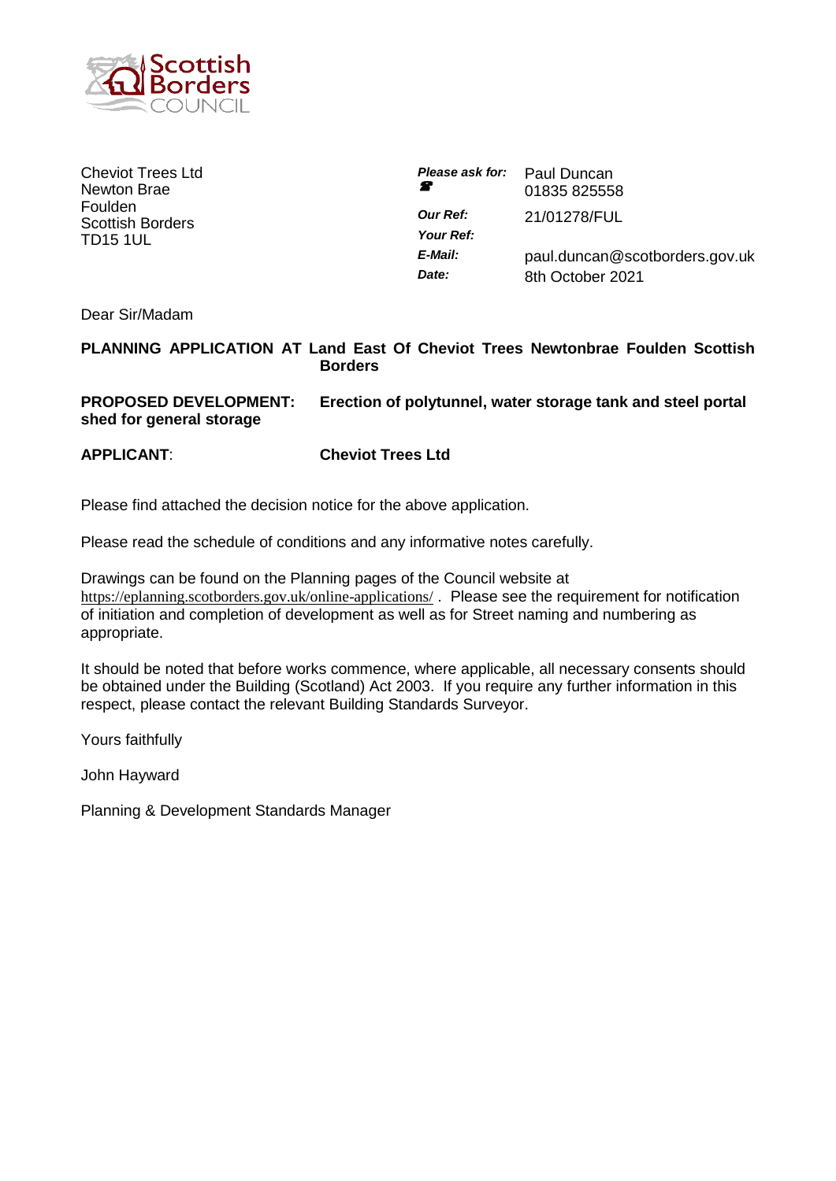Scottish Borders COUNCIL

Cheviot Trees Ltd
Newton Brae
Foulden
Scottish Borders
TD15 1UL

| | |
|---|---|
| ***Please ask for:*** | Paul Duncan |
| ☎ | 01835 825558 |
| ***Our Ref:*** | 21/01278/FUL |
| ***Your Ref:*** | |
| ***E-Mail:*** | paul.duncan@scotborders.gov.uk |
| ***Date:*** | 8th October 2021 |

Dear Sir/Madam

**PLANNING APPLICATION AT Land East Of Cheviot Trees Newtonbrae Foulden Scottish Borders**

**PROPOSED DEVELOPMENT: Erection of polytunnel, water storage tank and steel portal shed for general storage**

**APPLICANT**: **Cheviot Trees Ltd**

Please find attached the decision notice for the above application.

Please read the schedule of conditions and any informative notes carefully.

Drawings can be found on the Planning pages of the Council website at https://eplanning.scotborders.gov.uk/online-applications/ . Please see the requirement for notification of initiation and completion of development as well as for Street naming and numbering as appropriate.

It should be noted that before works commence, where applicable, all necessary consents should be obtained under the Building (Scotland) Act 2003. If you require any further information in this respect, please contact the relevant Building Standards Surveyor.

Yours faithfully

John Hayward

Planning & Development Standards Manager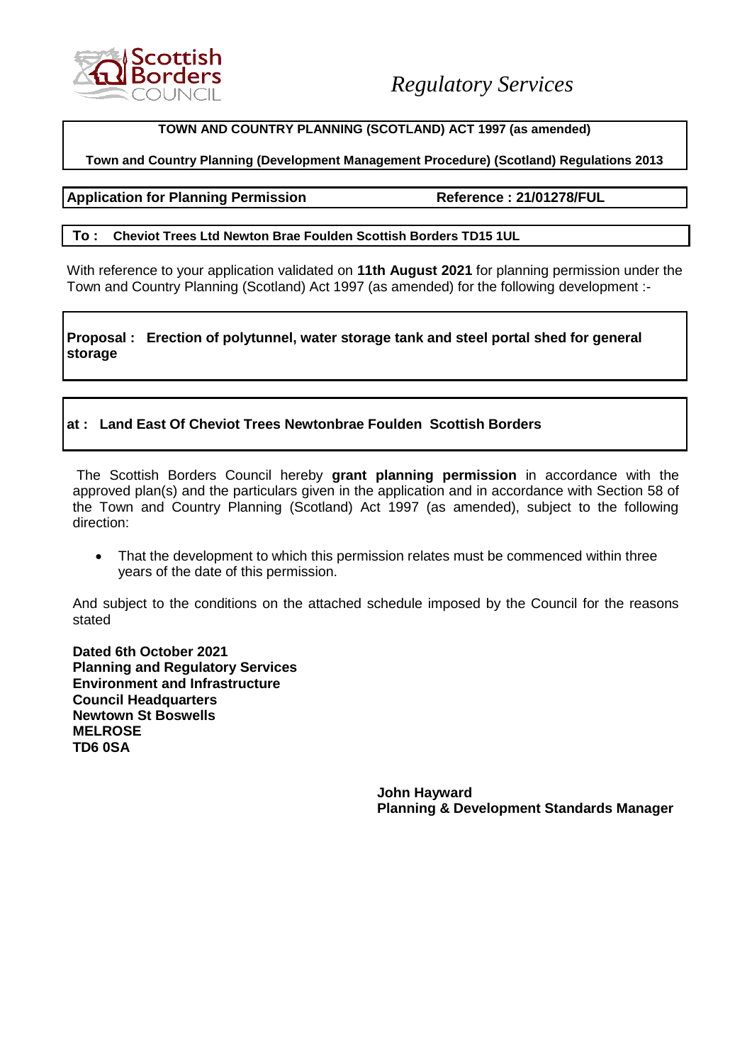Scottish Borders COUNCIL

*Regulatory Services*

**TOWN AND COUNTRY PLANNING (SCOTLAND) ACT 1997 (as amended)**

**Town and Country Planning (Development Management Procedure) (Scotland) Regulations 2013**

**Application for Planning Permission** **Reference : 21/01278/FUL**

**To : Cheviot Trees Ltd Newton Brae Foulden Scottish Borders TD15 1UL**

With reference to your application validated on **11th August 2021** for planning permission under the Town and Country Planning (Scotland) Act 1997 (as amended) for the following development :-

**Proposal : Erection of polytunnel, water storage tank and steel portal shed for general storage**

**at : Land East Of Cheviot Trees Newtonbrae Foulden Scottish Borders**

The Scottish Borders Council hereby **grant planning permission** in accordance with the approved plan(s) and the particulars given in the application and in accordance with Section 58 of the Town and Country Planning (Scotland) Act 1997 (as amended), subject to the following direction:

- That the development to which this permission relates must be commenced within three years of the date of this permission.

And subject to the conditions on the attached schedule imposed by the Council for the reasons stated

**Dated 6th October 2021**
**Planning and Regulatory Services**
**Environment and Infrastructure**
**Council Headquarters**
**Newtown St Boswells**
**MELROSE**
**TD6 0SA**

**John Hayward**
**Planning & Development Standards Manager**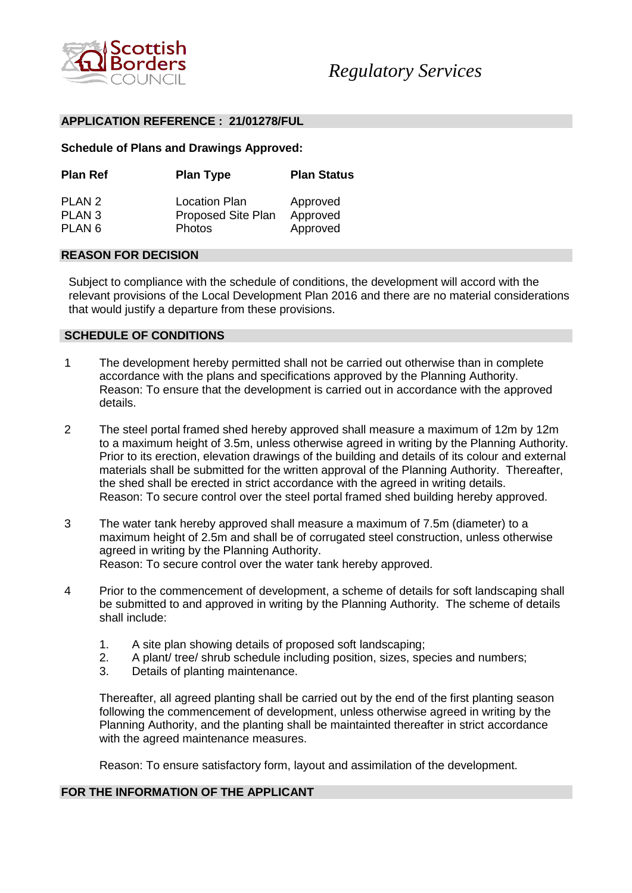*Regulatory Services*

## APPLICATION REFERENCE : 21/01278/FUL

**Schedule of Plans and Drawings Approved:**

| Plan Ref | Plan Type | Plan Status |
|---|---|---|
| PLAN 2 | Location Plan | Approved |
| PLAN 3 | Proposed Site Plan | Approved |
| PLAN 6 | Photos | Approved |

## REASON FOR DECISION

Subject to compliance with the schedule of conditions, the development will accord with the relevant provisions of the Local Development Plan 2016 and there are no material considerations that would justify a departure from these provisions.

## SCHEDULE OF CONDITIONS

1. The development hereby permitted shall not be carried out otherwise than in complete accordance with the plans and specifications approved by the Planning Authority.
   Reason: To ensure that the development is carried out in accordance with the approved details.

2. The steel portal framed shed hereby approved shall measure a maximum of 12m by 12m to a maximum height of 3.5m, unless otherwise agreed in writing by the Planning Authority. Prior to its erection, elevation drawings of the building and details of its colour and external materials shall be submitted for the written approval of the Planning Authority. Thereafter, the shed shall be erected in strict accordance with the agreed in writing details.
   Reason: To secure control over the steel portal framed shed building hereby approved.

3. The water tank hereby approved shall measure a maximum of 7.5m (diameter) to a maximum height of 2.5m and shall be of corrugated steel construction, unless otherwise agreed in writing by the Planning Authority.
   Reason: To secure control over the water tank hereby approved.

4. Prior to the commencement of development, a scheme of details for soft landscaping shall be submitted to and approved in writing by the Planning Authority. The scheme of details shall include:

   1. A site plan showing details of proposed soft landscaping;
   2. A plant/ tree/ shrub schedule including position, sizes, species and numbers;
   3. Details of planting maintenance.

   Thereafter, all agreed planting shall be carried out by the end of the first planting season following the commencement of development, unless otherwise agreed in writing by the Planning Authority, and the planting shall be maintainted thereafter in strict accordance with the agreed maintenance measures.

   Reason: To ensure satisfactory form, layout and assimilation of the development.

## FOR THE INFORMATION OF THE APPLICANT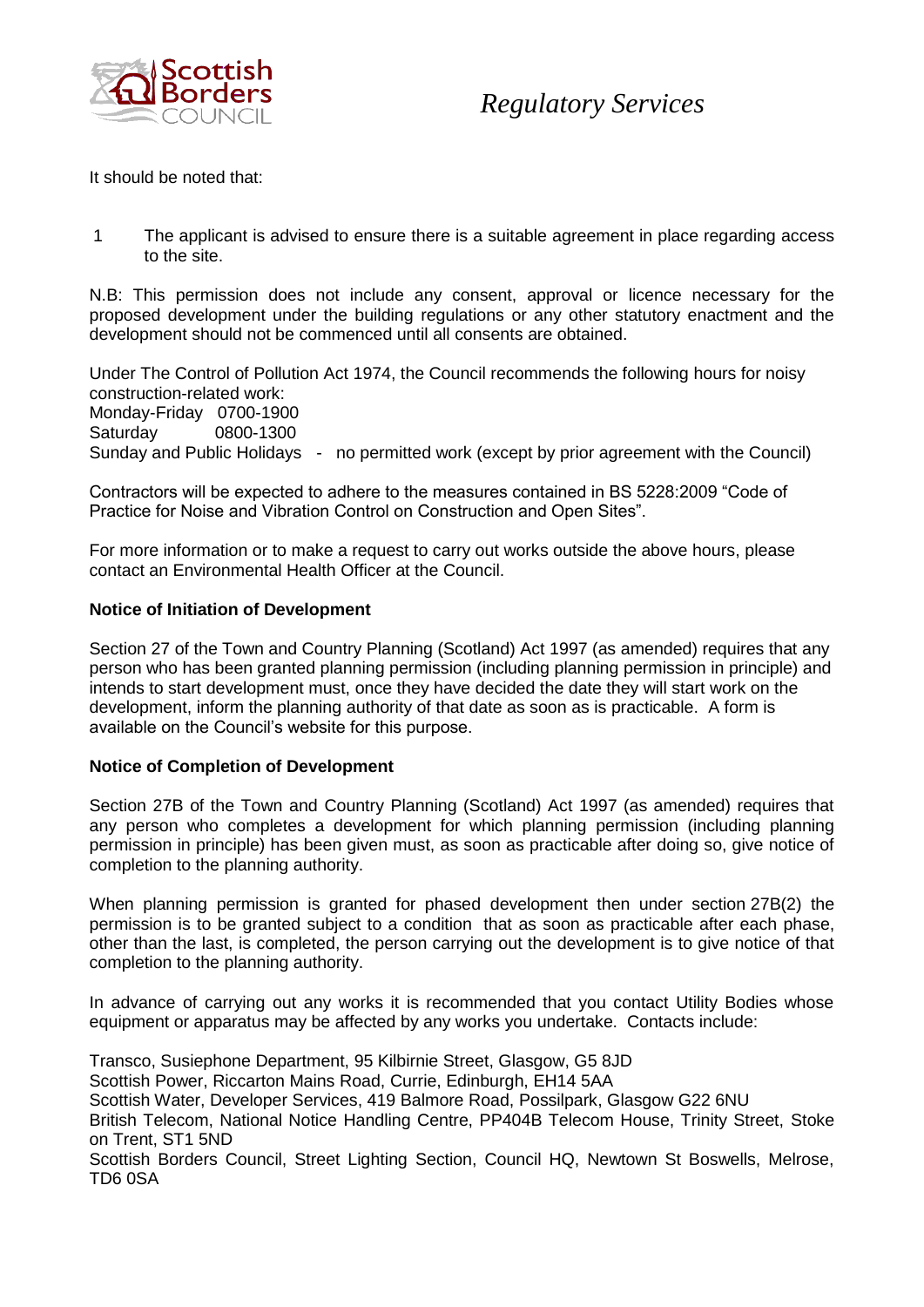It should be noted that:

1. The applicant is advised to ensure there is a suitable agreement in place regarding access to the site.

N.B: This permission does not include any consent, approval or licence necessary for the proposed development under the building regulations or any other statutory enactment and the development should not be commenced until all consents are obtained.

Under The Control of Pollution Act 1974, the Council recommends the following hours for noisy construction-related work:
Monday-Friday 0700-1900
Saturday 0800-1300
Sunday and Public Holidays - no permitted work (except by prior agreement with the Council)

Contractors will be expected to adhere to the measures contained in BS 5228:2009 "Code of Practice for Noise and Vibration Control on Construction and Open Sites".

For more information or to make a request to carry out works outside the above hours, please contact an Environmental Health Officer at the Council.

**Notice of Initiation of Development**

Section 27 of the Town and Country Planning (Scotland) Act 1997 (as amended) requires that any person who has been granted planning permission (including planning permission in principle) and intends to start development must, once they have decided the date they will start work on the development, inform the planning authority of that date as soon as is practicable. A form is available on the Council's website for this purpose.

**Notice of Completion of Development**

Section 27B of the Town and Country Planning (Scotland) Act 1997 (as amended) requires that any person who completes a development for which planning permission (including planning permission in principle) has been given must, as soon as practicable after doing so, give notice of completion to the planning authority.

When planning permission is granted for phased development then under section 27B(2) the permission is to be granted subject to a condition that as soon as practicable after each phase, other than the last, is completed, the person carrying out the development is to give notice of that completion to the planning authority.

In advance of carrying out any works it is recommended that you contact Utility Bodies whose equipment or apparatus may be affected by any works you undertake. Contacts include:

Transco, Susiephone Department, 95 Kilbirnie Street, Glasgow, G5 8JD
Scottish Power, Riccarton Mains Road, Currie, Edinburgh, EH14 5AA
Scottish Water, Developer Services, 419 Balmore Road, Possilpark, Glasgow G22 6NU
British Telecom, National Notice Handling Centre, PP404B Telecom House, Trinity Street, Stoke on Trent, ST1 5ND
Scottish Borders Council, Street Lighting Section, Council HQ, Newtown St Boswells, Melrose, TD6 0SA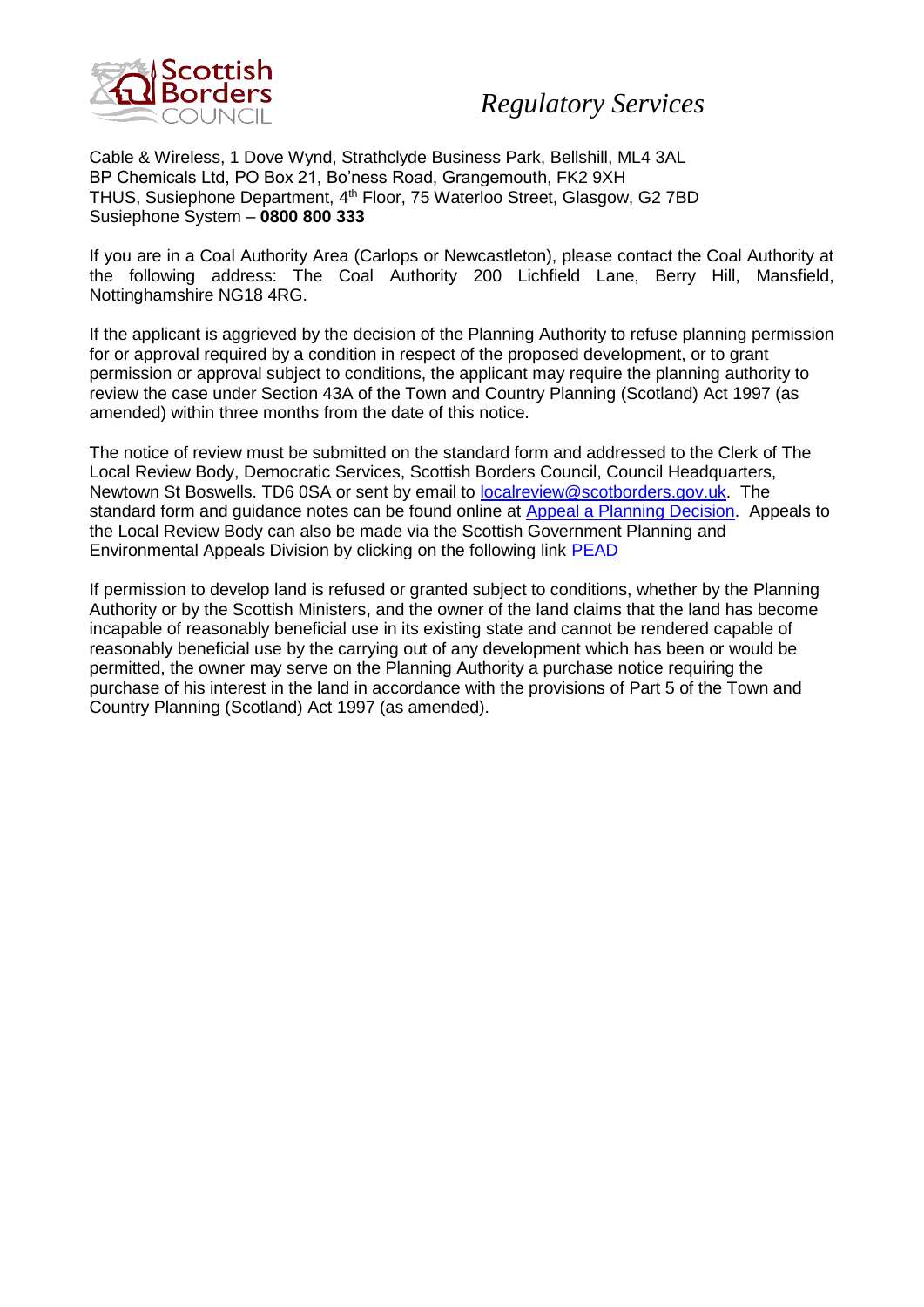Cable & Wireless, 1 Dove Wynd, Strathclyde Business Park, Bellshill, ML4 3AL
BP Chemicals Ltd, PO Box 21, Bo'ness Road, Grangemouth, FK2 9XH
THUS, Susiephone Department, 4th Floor, 75 Waterloo Street, Glasgow, G2 7BD
Susiephone System – **0800 800 333**

If you are in a Coal Authority Area (Carlops or Newcastleton), please contact the Coal Authority at the following address: The Coal Authority 200 Lichfield Lane, Berry Hill, Mansfield, Nottinghamshire NG18 4RG.

If the applicant is aggrieved by the decision of the Planning Authority to refuse planning permission for or approval required by a condition in respect of the proposed development, or to grant permission or approval subject to conditions, the applicant may require the planning authority to review the case under Section 43A of the Town and Country Planning (Scotland) Act 1997 (as amended) within three months from the date of this notice.

The notice of review must be submitted on the standard form and addressed to the Clerk of The Local Review Body, Democratic Services, Scottish Borders Council, Council Headquarters, Newtown St Boswells. TD6 0SA or sent by email to localreview@scotborders.gov.uk. The standard form and guidance notes can be found online at Appeal a Planning Decision. Appeals to the Local Review Body can also be made via the Scottish Government Planning and Environmental Appeals Division by clicking on the following link PEAD

If permission to develop land is refused or granted subject to conditions, whether by the Planning Authority or by the Scottish Ministers, and the owner of the land claims that the land has become incapable of reasonably beneficial use in its existing state and cannot be rendered capable of reasonably beneficial use by the carrying out of any development which has been or would be permitted, the owner may serve on the Planning Authority a purchase notice requiring the purchase of his interest in the land in accordance with the provisions of Part 5 of the Town and Country Planning (Scotland) Act 1997 (as amended).